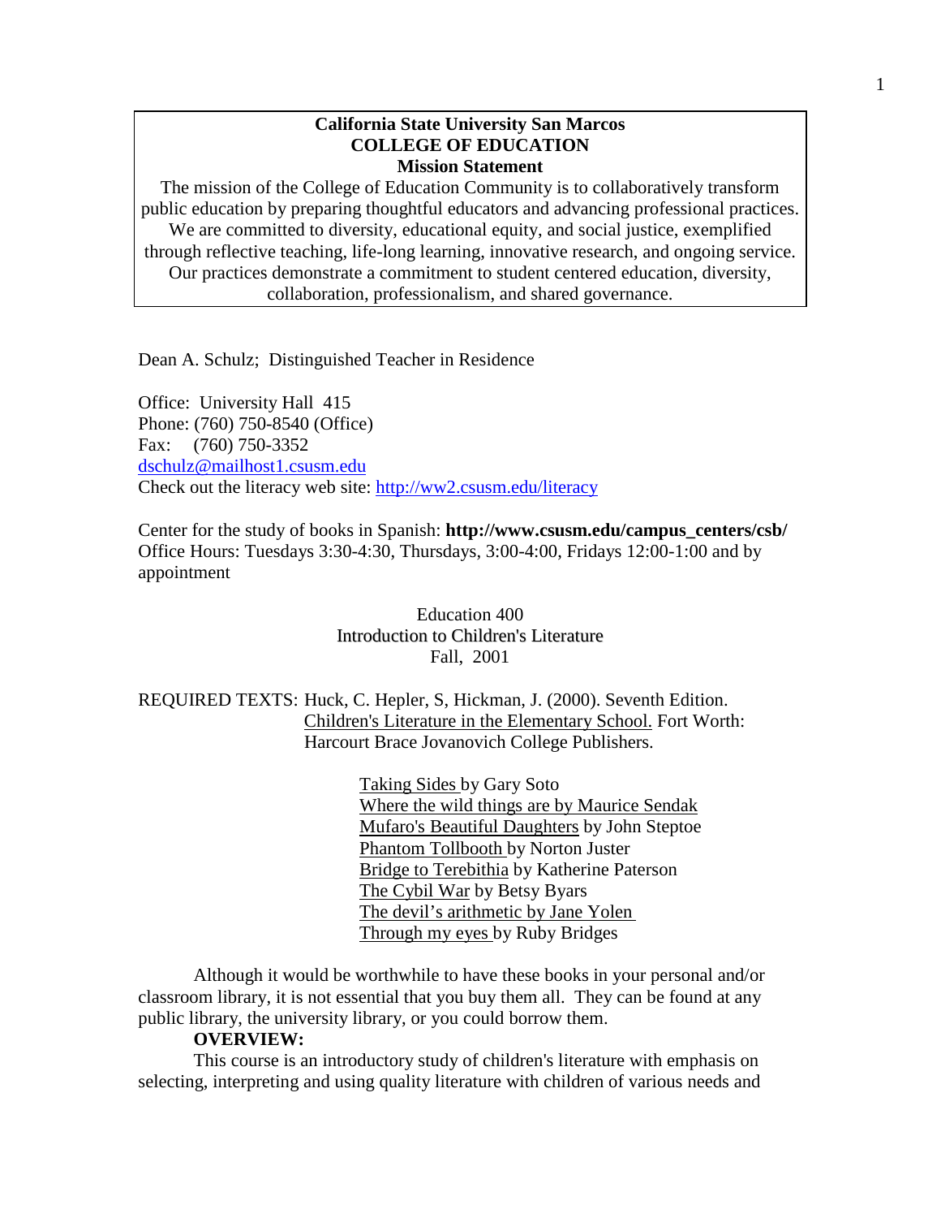**California State University San Marcos**
**COLLEGE OF EDUCATION**
**Mission Statement**

The mission of the College of Education Community is to collaboratively transform public education by preparing thoughtful educators and advancing professional practices. We are committed to diversity, educational equity, and social justice, exemplified through reflective teaching, life-long learning, innovative research, and ongoing service. Our practices demonstrate a commitment to student centered education, diversity, collaboration, professionalism, and shared governance.

Dean A. Schulz; Distinguished Teacher in Residence

Office: University Hall 415
Phone: (760) 750-8540 (Office)
Fax: (760) 750-3352
dschulz@mailhost1.csusm.edu
Check out the literacy web site: http://ww2.csusm.edu/literacy

Center for the study of books in Spanish: **http://www.csusm.edu/campus_centers/csb/**
Office Hours: Tuesdays 3:30-4:30, Thursdays, 3:00-4:00, Fridays 12:00-1:00 and by appointment

Education 400
Introduction to Children's Literature
Fall, 2001

REQUIRED TEXTS: Huck, C. Hepler, S, Hickman, J. (2000). Seventh Edition. Children's Literature in the Elementary School. Fort Worth: Harcourt Brace Jovanovich College Publishers.

- Taking Sides by Gary Soto
- Where the wild things are by Maurice Sendak
- Mufaro's Beautiful Daughters by John Steptoe
- Phantom Tollbooth by Norton Juster
- Bridge to Terebithia by Katherine Paterson
- The Cybil War by Betsy Byars
- The devil's arithmetic by Jane Yolen
- Through my eyes by Ruby Bridges

Although it would be worthwhile to have these books in your personal and/or classroom library, it is not essential that you buy them all. They can be found at any public library, the university library, or you could borrow them.

**OVERVIEW:**

This course is an introductory study of children's literature with emphasis on selecting, interpreting and using quality literature with children of various needs and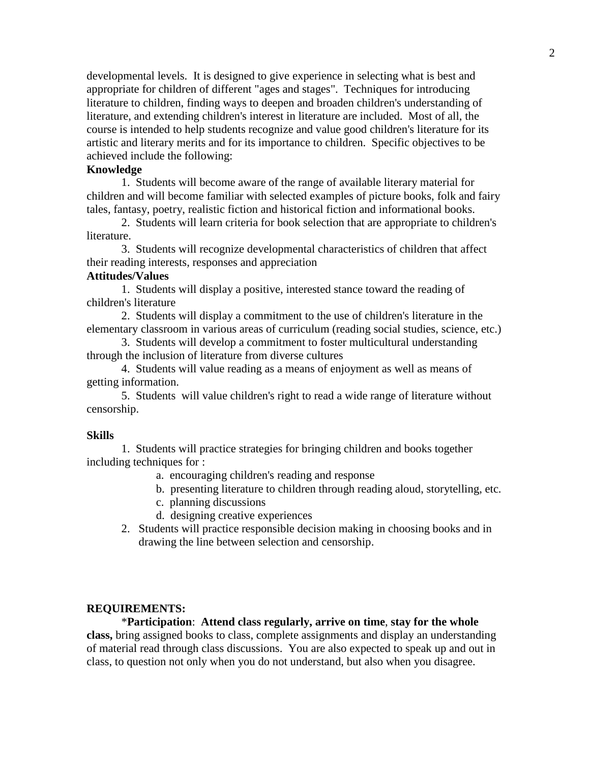developmental levels. It is designed to give experience in selecting what is best and appropriate for children of different "ages and stages". Techniques for introducing literature to children, finding ways to deepen and broaden children's understanding of literature, and extending children's interest in literature are included. Most of all, the course is intended to help students recognize and value good children's literature for its artistic and literary merits and for its importance to children. Specific objectives to be achieved include the following:

**Knowledge**

1. Students will become aware of the range of available literary material for children and will become familiar with selected examples of picture books, folk and fairy tales, fantasy, poetry, realistic fiction and historical fiction and informational books.

2. Students will learn criteria for book selection that are appropriate to children's literature.

3. Students will recognize developmental characteristics of children that affect their reading interests, responses and appreciation

**Attitudes/Values**

1. Students will display a positive, interested stance toward the reading of children's literature

2. Students will display a commitment to the use of children's literature in the elementary classroom in various areas of curriculum (reading social studies, science, etc.)

3. Students will develop a commitment to foster multicultural understanding through the inclusion of literature from diverse cultures

4. Students will value reading as a means of enjoyment as well as means of getting information.

5. Students will value children's right to read a wide range of literature without censorship.

**Skills**

1. Students will practice strategies for bringing children and books together including techniques for :
   - a. encouraging children's reading and response
   - b. presenting literature to children through reading aloud, storytelling, etc.
   - c. planning discussions
   - d. designing creative experiences
2. Students will practice responsible decision making in choosing books and in drawing the line between selection and censorship.

**REQUIREMENTS:**

*__Participation__: **Attend class regularly, arrive on time**, **stay for the whole class,** bring assigned books to class, complete assignments and display an understanding of material read through class discussions. You are also expected to speak up and out in class, to question not only when you do not understand, but also when you disagree.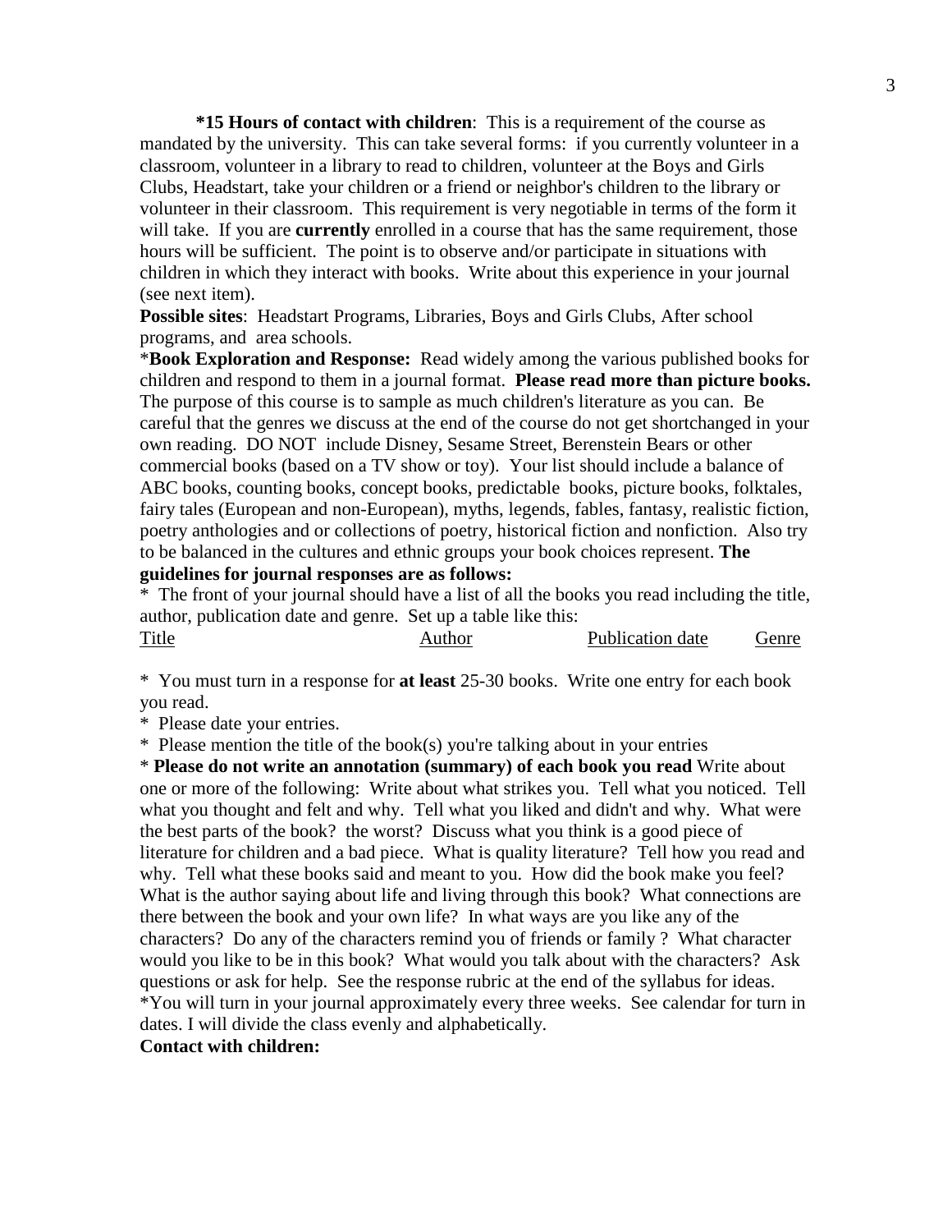**\*15 Hours of contact with children**: This is a requirement of the course as mandated by the university. This can take several forms: if you currently volunteer in a classroom, volunteer in a library to read to children, volunteer at the Boys and Girls Clubs, Headstart, take your children or a friend or neighbor's children to the library or volunteer in their classroom. This requirement is very negotiable in terms of the form it will take. If you are **currently** enrolled in a course that has the same requirement, those hours will be sufficient. The point is to observe and/or participate in situations with children in which they interact with books. Write about this experience in your journal (see next item).

**Possible sites**: Headstart Programs, Libraries, Boys and Girls Clubs, After school programs, and area schools.

\***Book Exploration and Response:** Read widely among the various published books for children and respond to them in a journal format. **Please read more than picture books.** The purpose of this course is to sample as much children's literature as you can. Be careful that the genres we discuss at the end of the course do not get shortchanged in your own reading. DO NOT include Disney, Sesame Street, Berenstein Bears or other commercial books (based on a TV show or toy). Your list should include a balance of ABC books, counting books, concept books, predictable books, picture books, folktales, fairy tales (European and non-European), myths, legends, fables, fantasy, realistic fiction, poetry anthologies and or collections of poetry, historical fiction and nonfiction. Also try to be balanced in the cultures and ethnic groups your book choices represent. **The guidelines for journal responses are as follows:**

\* The front of your journal should have a list of all the books you read including the title, author, publication date and genre. Set up a table like this:

| Title | Author | Publication date | Genre |
|---|---|---|---|

\* You must turn in a response for **at least** 25-30 books. Write one entry for each book you read.

\* Please date your entries.

\* Please mention the title of the book(s) you're talking about in your entries

\* **Please do not write an annotation (summary) of each book you read** Write about one or more of the following: Write about what strikes you. Tell what you noticed. Tell what you thought and felt and why. Tell what you liked and didn't and why. What were the best parts of the book? the worst? Discuss what you think is a good piece of literature for children and a bad piece. What is quality literature? Tell how you read and why. Tell what these books said and meant to you. How did the book make you feel? What is the author saying about life and living through this book? What connections are there between the book and your own life? In what ways are you like any of the characters? Do any of the characters remind you of friends or family ? What character would you like to be in this book? What would you talk about with the characters? Ask questions or ask for help. See the response rubric at the end of the syllabus for ideas.

\*You will turn in your journal approximately every three weeks. See calendar for turn in dates. I will divide the class evenly and alphabetically.

**Contact with children:**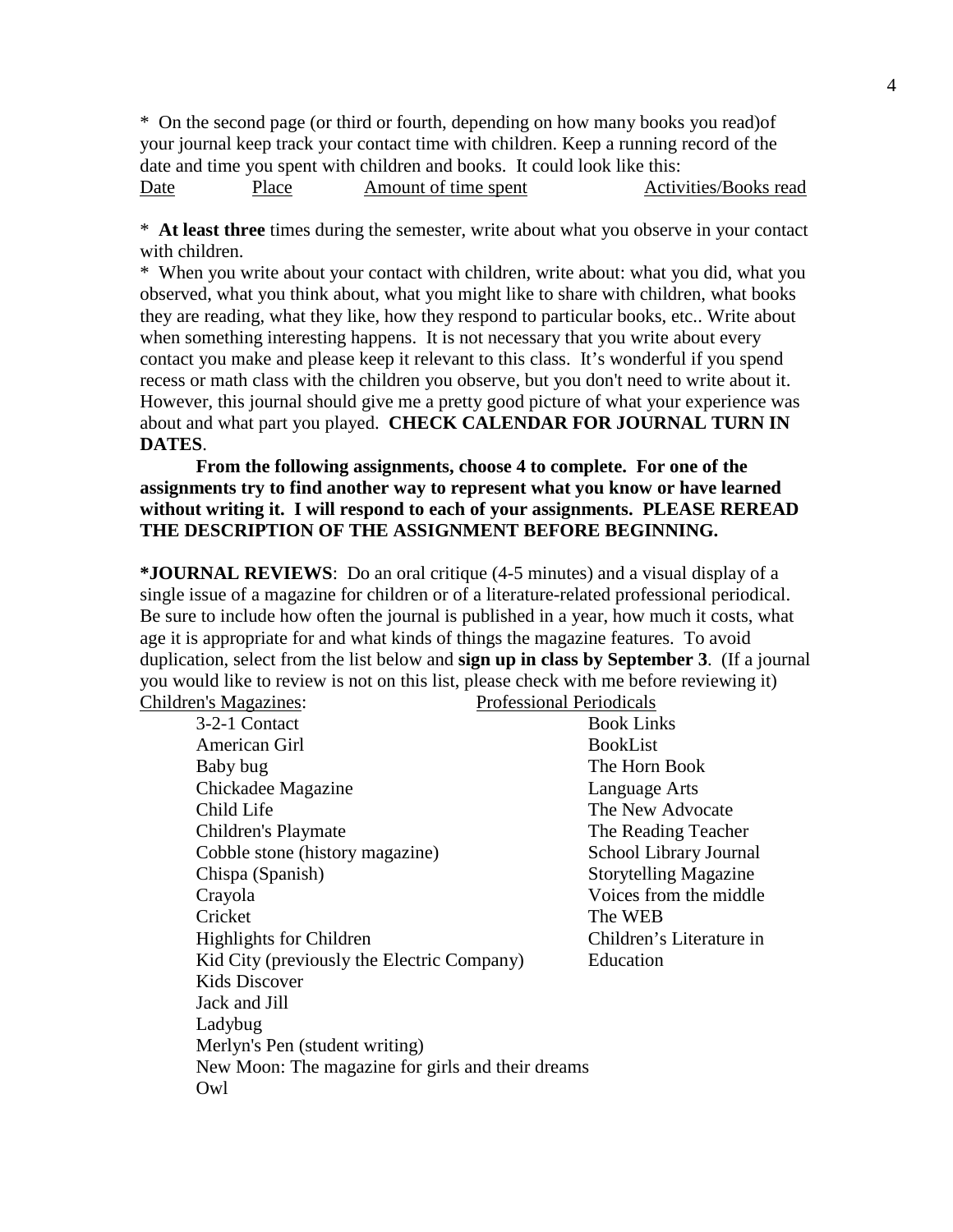* On the second page (or third or fourth, depending on how many books you read)of your journal keep track your contact time with children. Keep a running record of the date and time you spent with children and books. It could look like this:

| Date | Place | Amount of time spent | Activities/Books read |
|---|---|---|---|

* **At least three** times during the semester, write about what you observe in your contact with children.

* When you write about your contact with children, write about: what you did, what you observed, what you think about, what you might like to share with children, what books they are reading, what they like, how they respond to particular books, etc.. Write about when something interesting happens. It is not necessary that you write about every contact you make and please keep it relevant to this class. It's wonderful if you spend recess or math class with the children you observe, but you don't need to write about it. However, this journal should give me a pretty good picture of what your experience was about and what part you played. **CHECK CALENDAR FOR JOURNAL TURN IN DATES**.

**From the following assignments, choose 4 to complete. For one of the assignments try to find another way to represent what you know or have learned without writing it. I will respond to each of your assignments. PLEASE REREAD THE DESCRIPTION OF THE ASSIGNMENT BEFORE BEGINNING.**

**\*JOURNAL REVIEWS**: Do an oral critique (4-5 minutes) and a visual display of a single issue of a magazine for children or of a literature-related professional periodical. Be sure to include how often the journal is published in a year, how much it costs, what age it is appropriate for and what kinds of things the magazine features. To avoid duplication, select from the list below and **sign up in class by September 3**. (If a journal you would like to review is not on this list, please check with me before reviewing it)

<u>Children's Magazines</u>:

- 3-2-1 Contact
- American Girl
- Baby bug
- Chickadee Magazine
- Child Life
- Children's Playmate
- Cobble stone (history magazine)
- Chispa (Spanish)
- Crayola
- Cricket
- Highlights for Children
- Kid City (previously the Electric Company)
- Kids Discover
- Jack and Jill
- Ladybug
- Merlyn's Pen (student writing)
- New Moon: The magazine for girls and their dreams
- Owl

<u>Professional Periodicals</u>

- Book Links
- BookList
- The Horn Book
- Language Arts
- The New Advocate
- The Reading Teacher
- School Library Journal
- Storytelling Magazine
- Voices from the middle
- The WEB
- Children's Literature in Education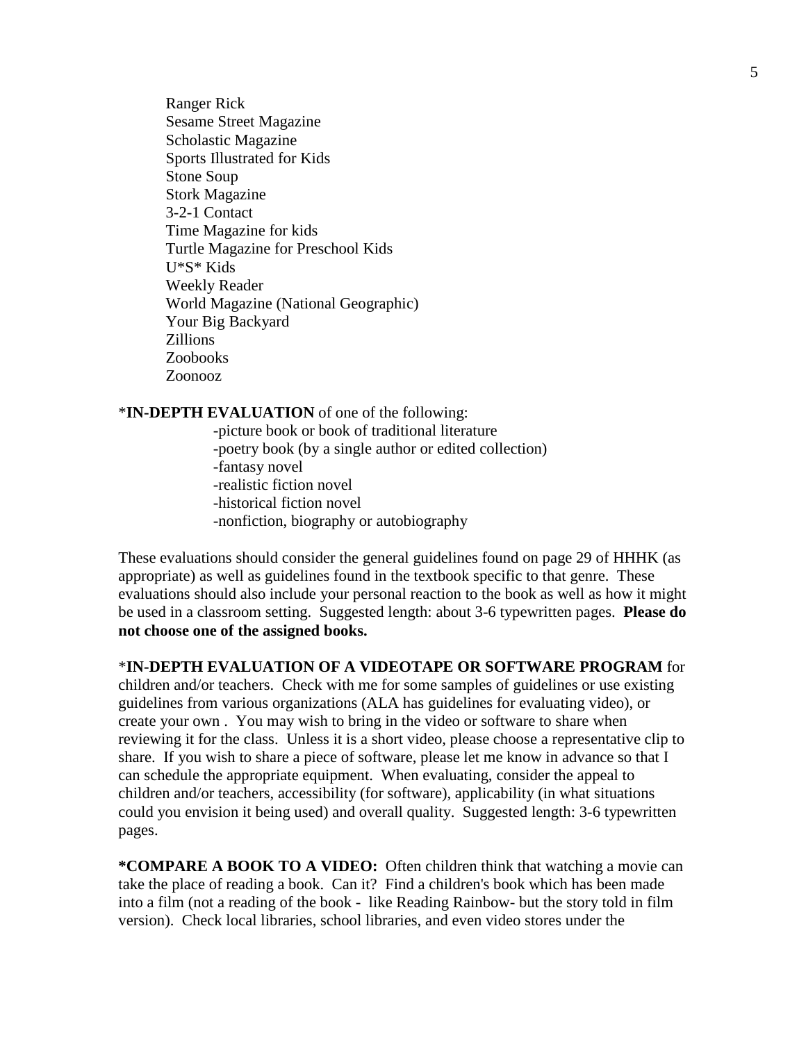Ranger Rick
Sesame Street Magazine
Scholastic Magazine
Sports Illustrated for Kids
Stone Soup
Stork Magazine
3-2-1 Contact
Time Magazine for kids
Turtle Magazine for Preschool Kids
U*S* Kids
Weekly Reader
World Magazine (National Geographic)
Your Big Backyard
Zillions
Zoobooks
Zoonooz

*__IN-DEPTH EVALUATION__ of one of the following:

-picture book or book of traditional literature
-poetry book (by a single author or edited collection)
-fantasy novel
-realistic fiction novel
-historical fiction novel
-nonfiction, biography or autobiography

These evaluations should consider the general guidelines found on page 29 of HHHK (as appropriate) as well as guidelines found in the textbook specific to that genre. These evaluations should also include your personal reaction to the book as well as how it might be used in a classroom setting. Suggested length: about 3-6 typewritten pages. **Please do not choose one of the assigned books.**

*__IN-DEPTH EVALUATION OF A VIDEOTAPE OR SOFTWARE PROGRAM__ for children and/or teachers. Check with me for some samples of guidelines or use existing guidelines from various organizations (ALA has guidelines for evaluating video), or create your own . You may wish to bring in the video or software to share when reviewing it for the class. Unless it is a short video, please choose a representative clip to share. If you wish to share a piece of software, please let me know in advance so that I can schedule the appropriate equipment. When evaluating, consider the appeal to children and/or teachers, accessibility (for software), applicability (in what situations could you envision it being used) and overall quality. Suggested length: 3-6 typewritten pages.

**\*COMPARE A BOOK TO A VIDEO:** Often children think that watching a movie can take the place of reading a book. Can it? Find a children's book which has been made into a film (not a reading of the book - like Reading Rainbow- but the story told in film version). Check local libraries, school libraries, and even video stores under the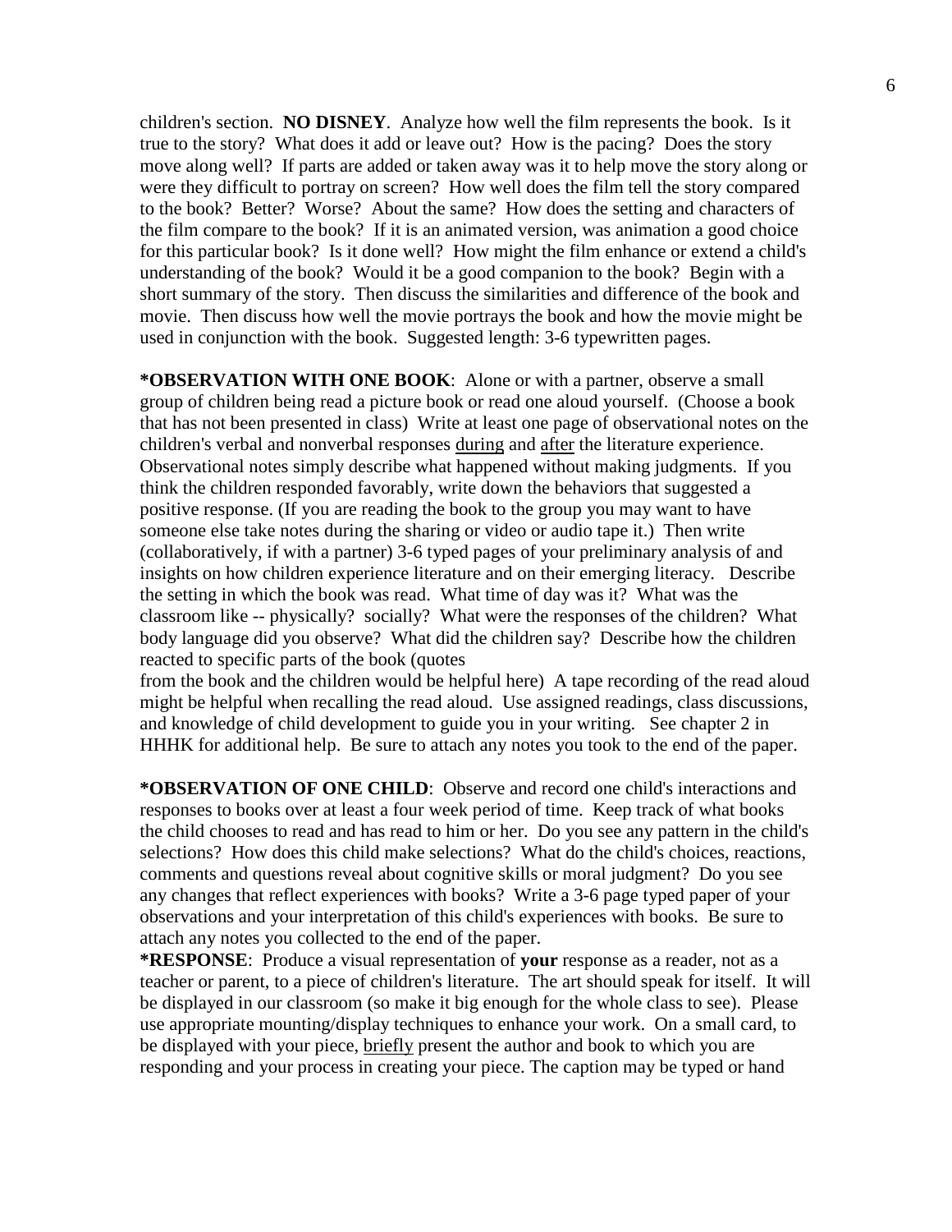children's section. **NO DISNEY**. Analyze how well the film represents the book. Is it true to the story? What does it add or leave out? How is the pacing? Does the story move along well? If parts are added or taken away was it to help move the story along or were they difficult to portray on screen? How well does the film tell the story compared to the book? Better? Worse? About the same? How does the setting and characters of the film compare to the book? If it is an animated version, was animation a good choice for this particular book? Is it done well? How might the film enhance or extend a child's understanding of the book? Would it be a good companion to the book? Begin with a short summary of the story. Then discuss the similarities and difference of the book and movie. Then discuss how well the movie portrays the book and how the movie might be used in conjunction with the book. Suggested length: 3-6 typewritten pages.

**\*OBSERVATION WITH ONE BOOK**: Alone or with a partner, observe a small group of children being read a picture book or read one aloud yourself. (Choose a book that has not been presented in class) Write at least one page of observational notes on the children's verbal and nonverbal responses <u>during</u> and <u>after</u> the literature experience. Observational notes simply describe what happened without making judgments. If you think the children responded favorably, write down the behaviors that suggested a positive response. (If you are reading the book to the group you may want to have someone else take notes during the sharing or video or audio tape it.) Then write (collaboratively, if with a partner) 3-6 typed pages of your preliminary analysis of and insights on how children experience literature and on their emerging literacy. Describe the setting in which the book was read. What time of day was it? What was the classroom like -- physically? socially? What were the responses of the children? What body language did you observe? What did the children say? Describe how the children reacted to specific parts of the book (quotes from the book and the children would be helpful here) A tape recording of the read aloud might be helpful when recalling the read aloud. Use assigned readings, class discussions, and knowledge of child development to guide you in your writing. See chapter 2 in HHHK for additional help. Be sure to attach any notes you took to the end of the paper.

**\*OBSERVATION OF ONE CHILD**: Observe and record one child's interactions and responses to books over at least a four week period of time. Keep track of what books the child chooses to read and has read to him or her. Do you see any pattern in the child's selections? How does this child make selections? What do the child's choices, reactions, comments and questions reveal about cognitive skills or moral judgment? Do you see any changes that reflect experiences with books? Write a 3-6 page typed paper of your observations and your interpretation of this child's experiences with books. Be sure to attach any notes you collected to the end of the paper.

**\*RESPONSE**: Produce a visual representation of **your** response as a reader, not as a teacher or parent, to a piece of children's literature. The art should speak for itself. It will be displayed in our classroom (so make it big enough for the whole class to see). Please use appropriate mounting/display techniques to enhance your work. On a small card, to be displayed with your piece, <u>briefly</u> present the author and book to which you are responding and your process in creating your piece. The caption may be typed or hand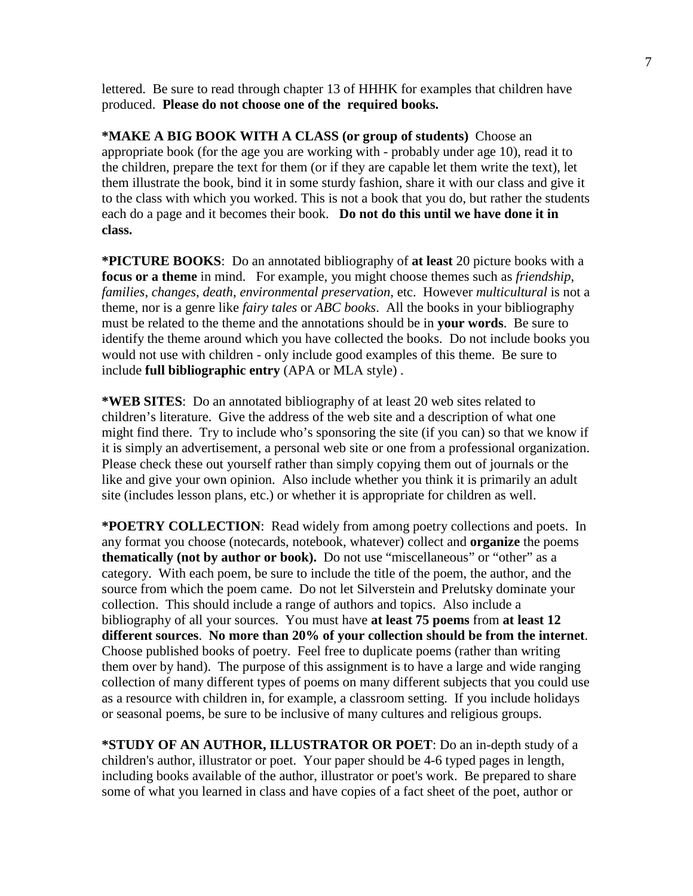lettered. Be sure to read through chapter 13 of HHHK for examples that children have produced. **Please do not choose one of the required books.**

**\*MAKE A BIG BOOK WITH A CLASS (or group of students)** Choose an appropriate book (for the age you are working with - probably under age 10), read it to the children, prepare the text for them (or if they are capable let them write the text), let them illustrate the book, bind it in some sturdy fashion, share it with our class and give it to the class with which you worked. This is not a book that you do, but rather the students each do a page and it becomes their book. **Do not do this until we have done it in class.**

**\*PICTURE BOOKS**: Do an annotated bibliography of **at least** 20 picture books with a **focus or a theme** in mind. For example, you might choose themes such as *friendship*, *families*, *changes*, *death*, *environmental preservation*, etc. However *multicultural* is not a theme, nor is a genre like *fairy tales* or *ABC books*. All the books in your bibliography must be related to the theme and the annotations should be in **your words**. Be sure to identify the theme around which you have collected the books. Do not include books you would not use with children - only include good examples of this theme. Be sure to include **full bibliographic entry** (APA or MLA style) .

**\*WEB SITES**: Do an annotated bibliography of at least 20 web sites related to children's literature. Give the address of the web site and a description of what one might find there. Try to include who's sponsoring the site (if you can) so that we know if it is simply an advertisement, a personal web site or one from a professional organization. Please check these out yourself rather than simply copying them out of journals or the like and give your own opinion. Also include whether you think it is primarily an adult site (includes lesson plans, etc.) or whether it is appropriate for children as well.

**\*POETRY COLLECTION**: Read widely from among poetry collections and poets. In any format you choose (notecards, notebook, whatever) collect and **organize** the poems **thematically (not by author or book).** Do not use "miscellaneous" or "other" as a category. With each poem, be sure to include the title of the poem, the author, and the source from which the poem came. Do not let Silverstein and Prelutsky dominate your collection. This should include a range of authors and topics. Also include a bibliography of all your sources. You must have **at least 75 poems** from **at least 12 different sources**. **No more than 20% of your collection should be from the internet**. Choose published books of poetry. Feel free to duplicate poems (rather than writing them over by hand). The purpose of this assignment is to have a large and wide ranging collection of many different types of poems on many different subjects that you could use as a resource with children in, for example, a classroom setting. If you include holidays or seasonal poems, be sure to be inclusive of many cultures and religious groups.

**\*STUDY OF AN AUTHOR, ILLUSTRATOR OR POET**: Do an in-depth study of a children's author, illustrator or poet. Your paper should be 4-6 typed pages in length, including books available of the author, illustrator or poet's work. Be prepared to share some of what you learned in class and have copies of a fact sheet of the poet, author or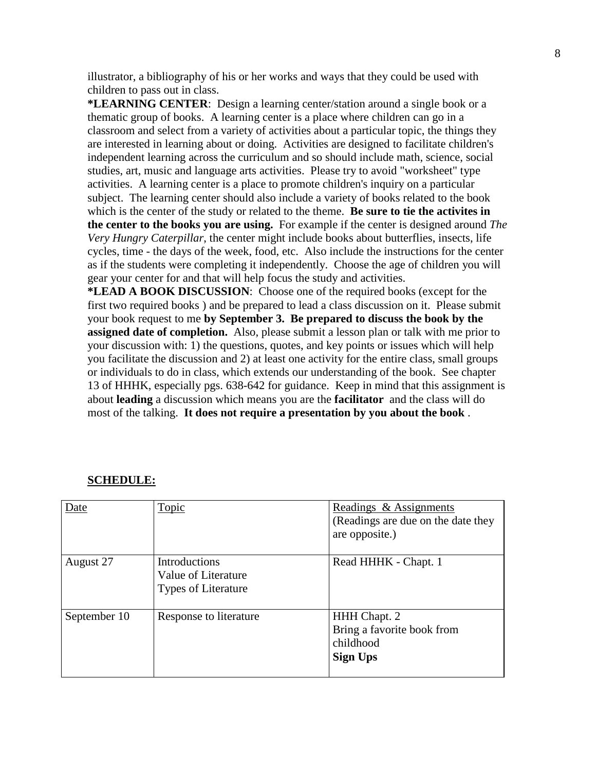illustrator, a bibliography of his or her works and ways that they could be used with children to pass out in class.

**\*LEARNING CENTER**: Design a learning center/station around a single book or a thematic group of books. A learning center is a place where children can go in a classroom and select from a variety of activities about a particular topic, the things they are interested in learning about or doing. Activities are designed to facilitate children's independent learning across the curriculum and so should include math, science, social studies, art, music and language arts activities. Please try to avoid "worksheet" type activities. A learning center is a place to promote children's inquiry on a particular subject. The learning center should also include a variety of books related to the book which is the center of the study or related to the theme. **Be sure to tie the activites in the center to the books you are using.** For example if the center is designed around *The Very Hungry Caterpillar*, the center might include books about butterflies, insects, life cycles, time - the days of the week, food, etc. Also include the instructions for the center as if the students were completing it independently. Choose the age of children you will gear your center for and that will help focus the study and activities.

**\*LEAD A BOOK DISCUSSION**: Choose one of the required books (except for the first two required books ) and be prepared to lead a class discussion on it. Please submit your book request to me **by September 3. Be prepared to discuss the book by the assigned date of completion.** Also, please submit a lesson plan or talk with me prior to your discussion with: 1) the questions, quotes, and key points or issues which will help you facilitate the discussion and 2) at least one activity for the entire class, small groups or individuals to do in class, which extends our understanding of the book. See chapter 13 of HHHK, especially pgs. 638-642 for guidance. Keep in mind that this assignment is about **leading** a discussion which means you are the **facilitator** and the class will do most of the talking. **It does not require a presentation by you about the book** .

**SCHEDULE:**

| Date | Topic | Readings & Assignments (Readings are due on the date they are opposite.) |
|---|---|---|
| August 27 | Introductions<br>Value of Literature<br>Types of Literature | Read HHHK - Chapt. 1 |
| September 10 | Response to literature | HHH Chapt. 2<br>Bring a favorite book from childhood<br>**Sign Ups** |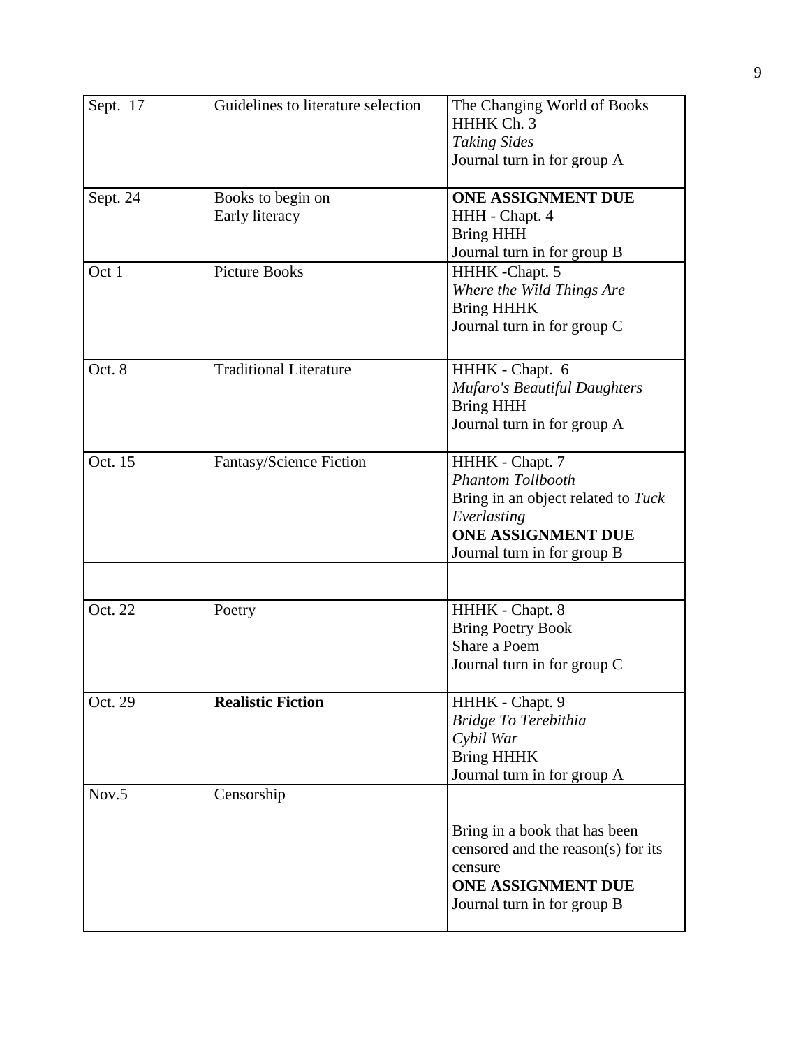| | | |
|---|---|---|
| Sept. 17 | Guidelines to literature selection | The Changing World of Books<br>HHHK Ch. 3<br>*Taking Sides*<br>Journal turn in for group A |
| Sept. 24 | Books to begin on<br>Early literacy | **ONE ASSIGNMENT DUE**<br>HHH - Chapt. 4<br>Bring HHH<br>Journal turn in for group B |
| Oct 1 | Picture Books | HHHK -Chapt. 5<br>*Where the Wild Things Are*<br>Bring HHHK<br>Journal turn in for group C |
| Oct. 8 | Traditional Literature | HHHK - Chapt. 6<br>*Mufaro's Beautiful Daughters*<br>Bring HHH<br>Journal turn in for group A |
| Oct. 15 | Fantasy/Science Fiction | HHHK - Chapt. 7<br>*Phantom Tollbooth*<br>Bring in an object related to *Tuck Everlasting*<br>**ONE ASSIGNMENT DUE**<br>Journal turn in for group B |
| | | |
| Oct. 22 | Poetry | HHHK - Chapt. 8<br>Bring Poetry Book<br>Share a Poem<br>Journal turn in for group C |
| Oct. 29 | **Realistic Fiction** | HHHK - Chapt. 9<br>*Bridge To Terebithia*<br>*Cybil War*<br>Bring HHHK<br>Journal turn in for group A |
| Nov.5 | Censorship | Bring in a book that has been censored and the reason(s) for its censure<br>**ONE ASSIGNMENT DUE**<br>Journal turn in for group B |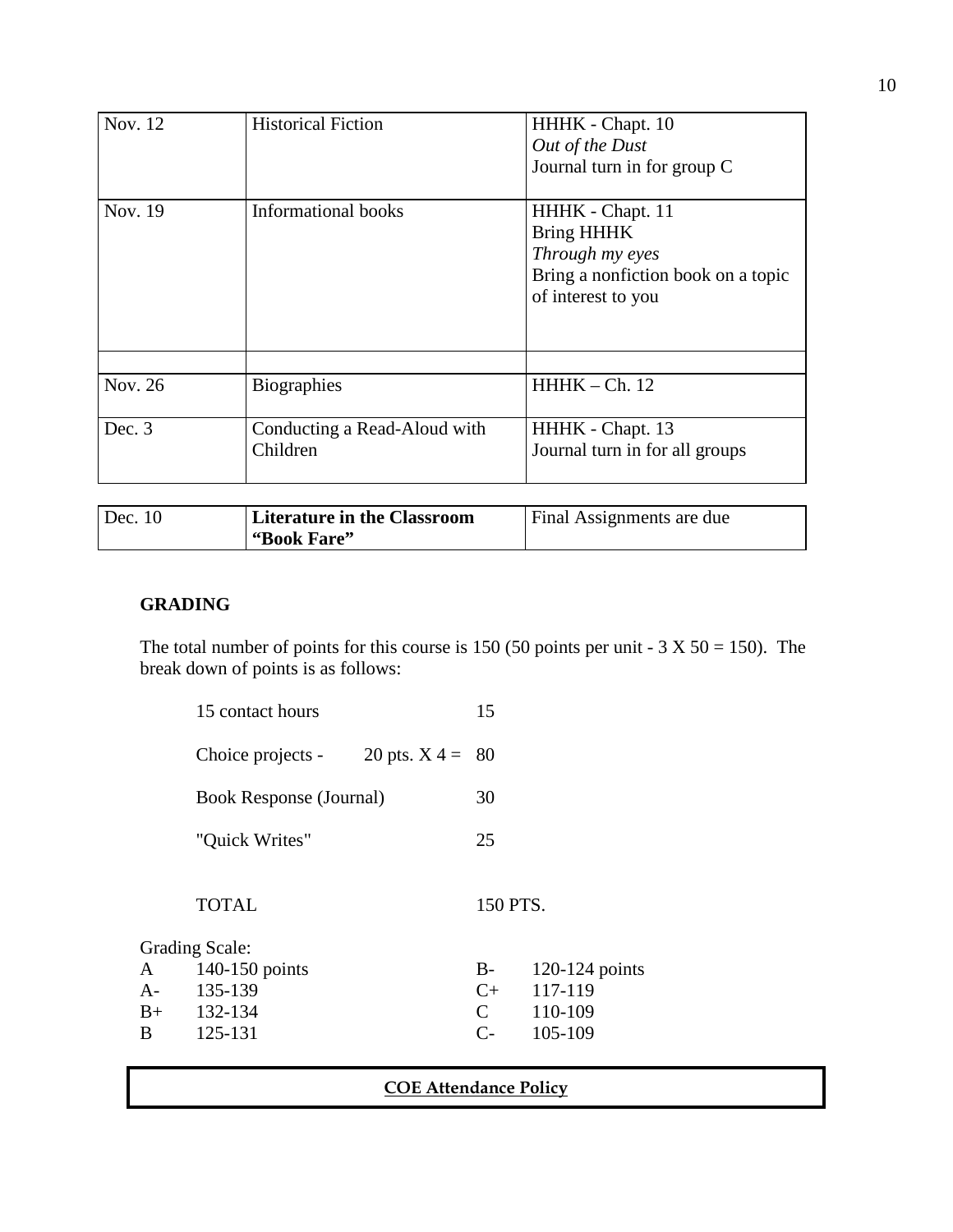| | | |
|---|---|---|
| Nov. 12 | Historical Fiction | HHHK - Chapt. 10<br>*Out of the Dust*<br>Journal turn in for group C |
| Nov. 19 | Informational books | HHHK - Chapt. 11<br>Bring HHHK<br>*Through my eyes*<br>Bring a nonfiction book on a topic of interest to you |
| | | |
| Nov. 26 | Biographies | HHHK – Ch. 12 |
| Dec. 3 | Conducting a Read-Aloud with Children | HHHK - Chapt. 13<br>Journal turn in for all groups |
| Dec. 10 | **Literature in the Classroom "Book Fare"** | Final Assignments are due |

## GRADING

The total number of points for this course is 150 (50 points per unit - 3 X 50 = 150). The break down of points is as follows:

| | |
|---|---|
| 15 contact hours | 15 |
| Choice projects - 20 pts. X 4 = | 80 |
| Book Response (Journal) | 30 |
| "Quick Writes" | 25 |
| TOTAL | 150 PTS. |

Grading Scale:

| | | | |
|---|---|---|---|
| A | 140-150 points | B- | 120-124 points |
| A- | 135-139 | C+ | 117-119 |
| B+ | 132-134 | C | 110-109 |
| B | 125-131 | C- | 105-109 |

**COE Attendance Policy**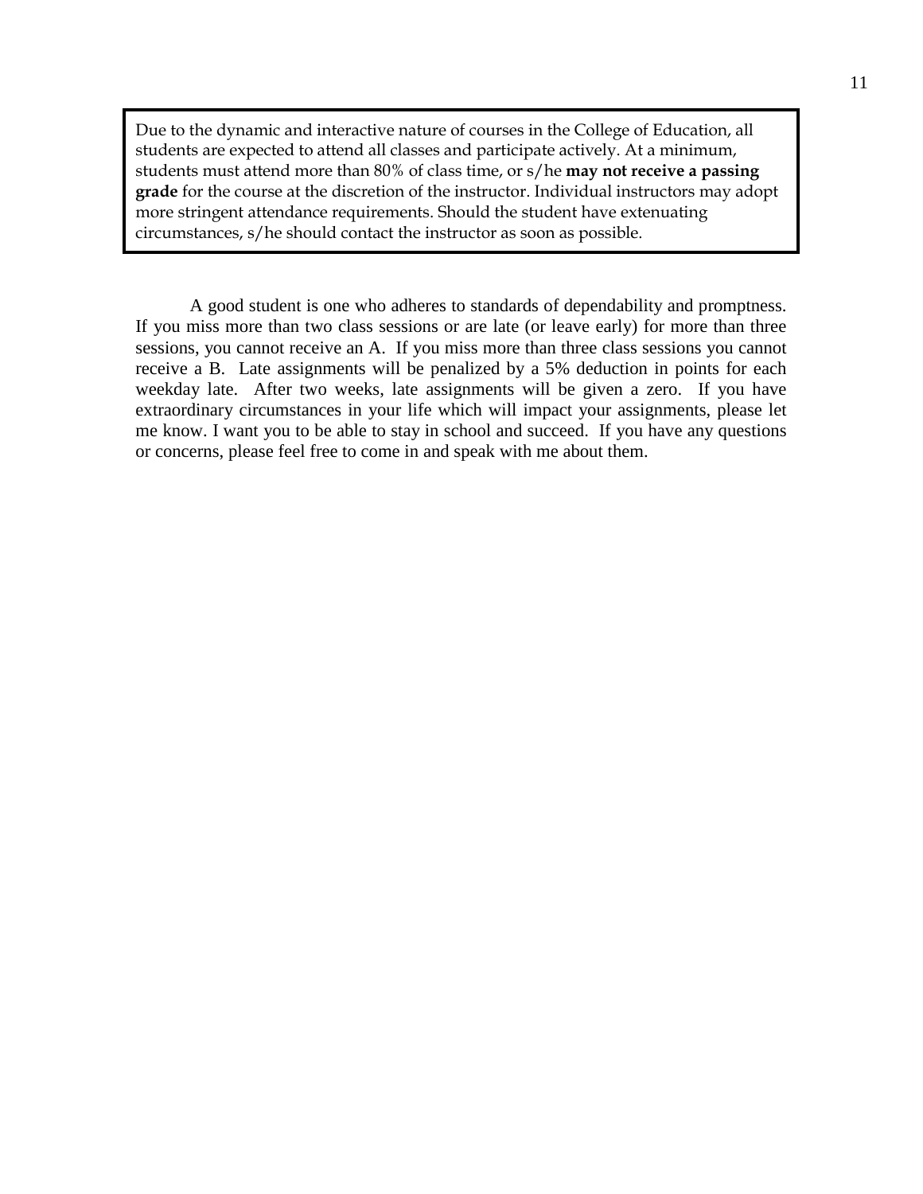> Due to the dynamic and interactive nature of courses in the College of Education, all students are expected to attend all classes and participate actively. At a minimum, students must attend more than 80% of class time, or s/he **may not receive a passing grade** for the course at the discretion of the instructor. Individual instructors may adopt more stringent attendance requirements. Should the student have extenuating circumstances, s/he should contact the instructor as soon as possible.

A good student is one who adheres to standards of dependability and promptness. If you miss more than two class sessions or are late (or leave early) for more than three sessions, you cannot receive an A. If you miss more than three class sessions you cannot receive a B. Late assignments will be penalized by a 5% deduction in points for each weekday late. After two weeks, late assignments will be given a zero. If you have extraordinary circumstances in your life which will impact your assignments, please let me know. I want you to be able to stay in school and succeed. If you have any questions or concerns, please feel free to come in and speak with me about them.